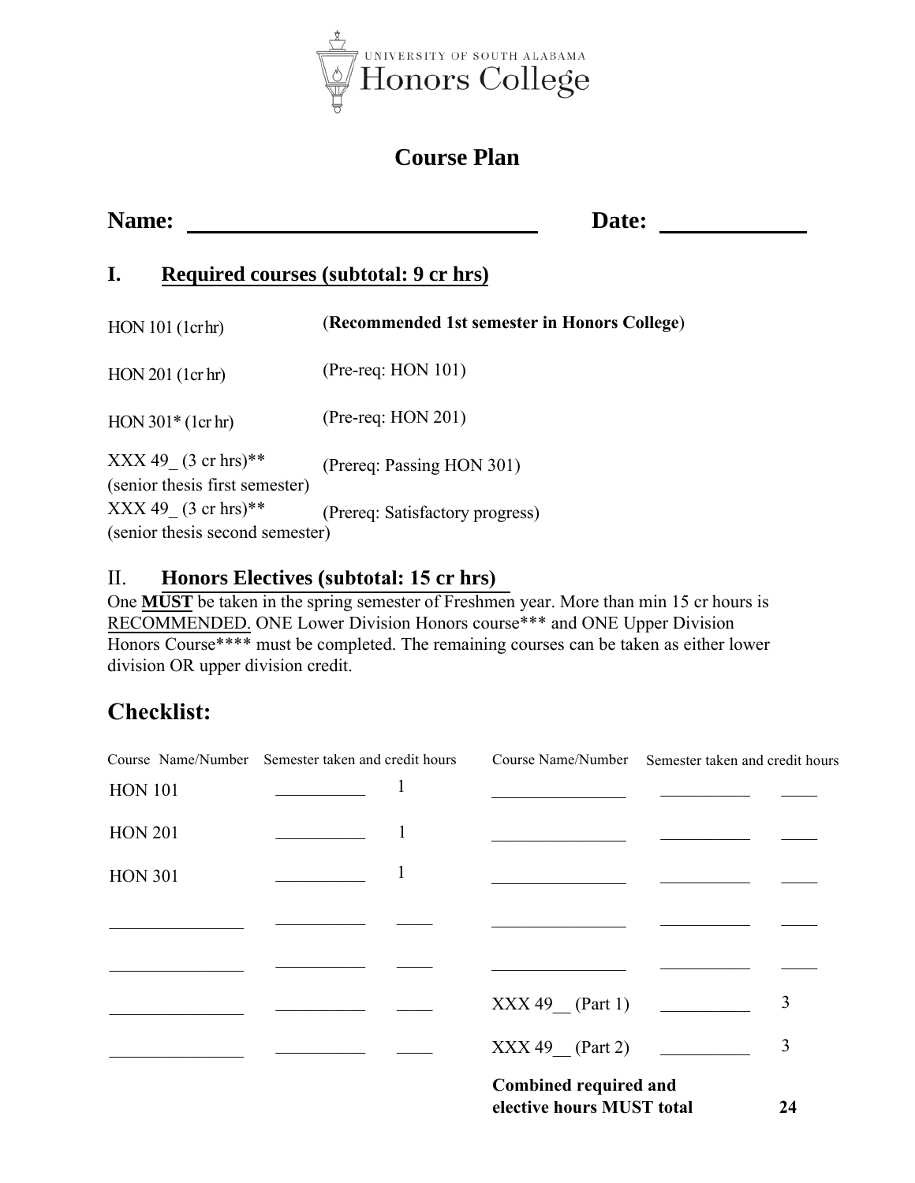UNIVERSITY OF SOUTH ALABAMA
Honors College

# Course Plan

**Name:** ______________________________ **Date:** ____________

## I. Required courses (subtotal: 9 cr hrs)

| | |
|---|---|
| HON 101 (1cr hr) | (**Recommended 1st semester in Honors College**) |
| HON 201 (1cr hr) | (Pre-req: HON 101) |
| HON 301* (1cr hr) | (Pre-req: HON 201) |
| XXX 49_ (3 cr hrs)** (senior thesis first semester) | (Prereq: Passing HON 301) |
| XXX 49_ (3 cr hrs)** (senior thesis second semester) | (Prereq: Satisfactory progress) |

## II. Honors Electives (subtotal: 15 cr hrs)

One **MUST** be taken in the spring semester of Freshmen year. More than min 15 cr hours is RECOMMENDED. ONE Lower Division Honors course*** and ONE Upper Division Honors Course**** must be completed. The remaining courses can be taken as either lower division OR upper division credit.

## Checklist:

| Course Name/Number | Semester taken and credit hours | | Course Name/Number | Semester taken and credit hours | |
|---|---|---|---|---|---|
| HON 101 | __________ | 1 | ______________ | __________ | ____ |
| HON 201 | __________ | 1 | ______________ | __________ | ____ |
| HON 301 | __________ | 1 | ______________ | __________ | ____ |
| ______________ | __________ | ____ | ______________ | __________ | ____ |
| ______________ | __________ | ____ | ______________ | __________ | ____ |
| ______________ | __________ | ____ | XXX 49__ (Part 1) | __________ | 3 |
| ______________ | __________ | ____ | XXX 49__ (Part 2) | __________ | 3 |
| | | | **Combined required and elective hours MUST total** | | **24** |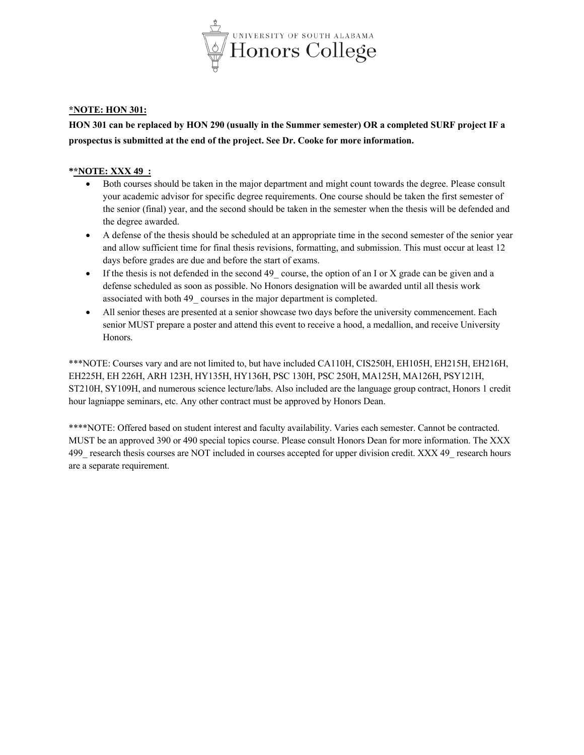**\*NOTE: HON 301:**

**HON 301 can be replaced by HON 290 (usually in the Summer semester) OR a completed SURF project IF a prospectus is submitted at the end of the project. See Dr. Cooke for more information.**

**\*\*NOTE: XXX 49_:**

- Both courses should be taken in the major department and might count towards the degree. Please consult your academic advisor for specific degree requirements. One course should be taken the first semester of the senior (final) year, and the second should be taken in the semester when the thesis will be defended and the degree awarded.
- A defense of the thesis should be scheduled at an appropriate time in the second semester of the senior year and allow sufficient time for final thesis revisions, formatting, and submission. This must occur at least 12 days before grades are due and before the start of exams.
- If the thesis is not defended in the second 49_ course, the option of an I or X grade can be given and a defense scheduled as soon as possible. No Honors designation will be awarded until all thesis work associated with both 49_ courses in the major department is completed.
- All senior theses are presented at a senior showcase two days before the university commencement. Each senior MUST prepare a poster and attend this event to receive a hood, a medallion, and receive University Honors.

\*\*\*NOTE: Courses vary and are not limited to, but have included CA110H, CIS250H, EH105H, EH215H, EH216H, EH225H, EH 226H, ARH 123H, HY135H, HY136H, PSC 130H, PSC 250H, MA125H, MA126H, PSY121H, ST210H, SY109H, and numerous science lecture/labs. Also included are the language group contract, Honors 1 credit hour lagniappe seminars, etc. Any other contract must be approved by Honors Dean.

\*\*\*\*NOTE: Offered based on student interest and faculty availability. Varies each semester. Cannot be contracted. MUST be an approved 390 or 490 special topics course. Please consult Honors Dean for more information. The XXX 499_ research thesis courses are NOT included in courses accepted for upper division credit. XXX 49_ research hours are a separate requirement.